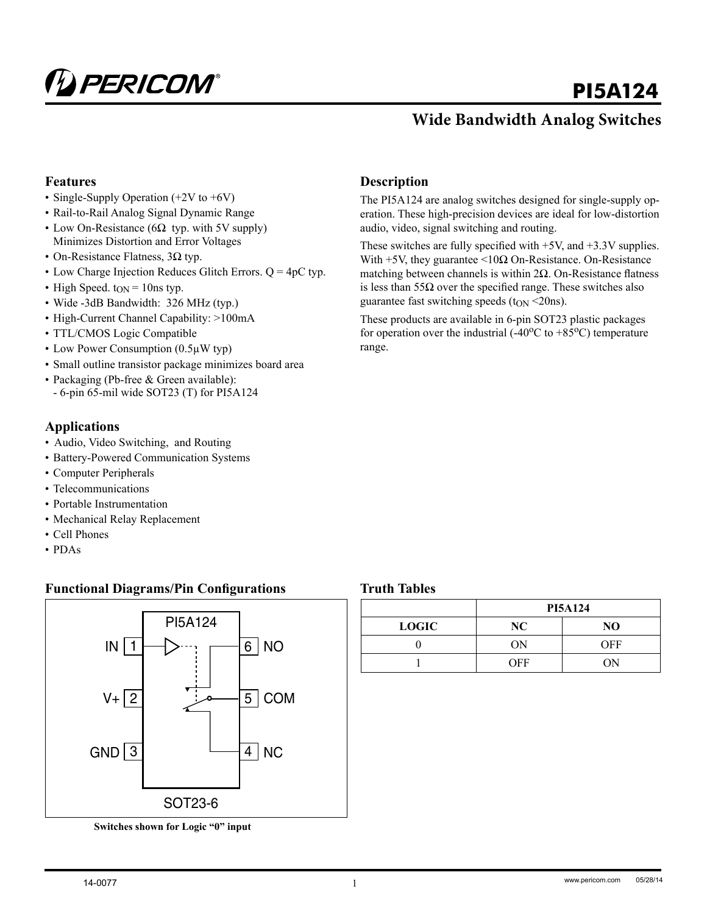# PI5A124

## Wide Bandwidth Analog Switches

### Features

- Single-Supply Operation (+2V to +6V)
- Rail-to-Rail Analog Signal Dynamic Range
- Low On-Resistance (6Ω typ. with 5V supply) Minimizes Distortion and Error Voltages
- On-Resistance Flatness, 3Ω typ.
- Low Charge Injection Reduces Glitch Errors. Q = 4pC typ.
- High Speed. $t_{ON}$ = 10ns typ.
- Wide -3dB Bandwidth: 326 MHz (typ.)
- High-Current Channel Capability: >100mA
- TTL/CMOS Logic Compatible
- Low Power Consumption (0.5μW typ)
- Small outline transistor package minimizes board area
- Packaging (Pb-free & Green available):
  - 6-pin 65-mil wide SOT23 (T) for PI5A124

### Applications

- Audio, Video Switching, and Routing
- Battery-Powered Communication Systems
- Computer Peripherals
- Telecommunications
- Portable Instrumentation
- Mechanical Relay Replacement
- Cell Phones
- PDAs

### Description

The PI5A124 are analog switches designed for single-supply operation. These high-precision devices are ideal for low-distortion audio, video, signal switching and routing.

These switches are fully specified with +5V, and +3.3V supplies. With +5V, they guarantee <10Ω On-Resistance. On-Resistance matching between channels is within 2Ω. On-Resistance flatness is less than 55Ω over the specified range. These switches also guarantee fast switching speeds ($t_{ON}$ <20ns).

These products are available in 6-pin SOT23 plastic packages for operation over the industrial (-40°C to +85°C) temperature range.

### Functional Diagrams/Pin Configurations

PI5A124

IN 1 | 6 NO
V+ 2 | 5 COM
GND 3 | 4 NC

SOT23-6

**Switches shown for Logic "0" input**

### Truth Tables

| | PI5A124 | |
|---|---|---|
| **LOGIC** | **NC** | **NO** |
| 0 | ON | OFF |
| 1 | OFF | ON |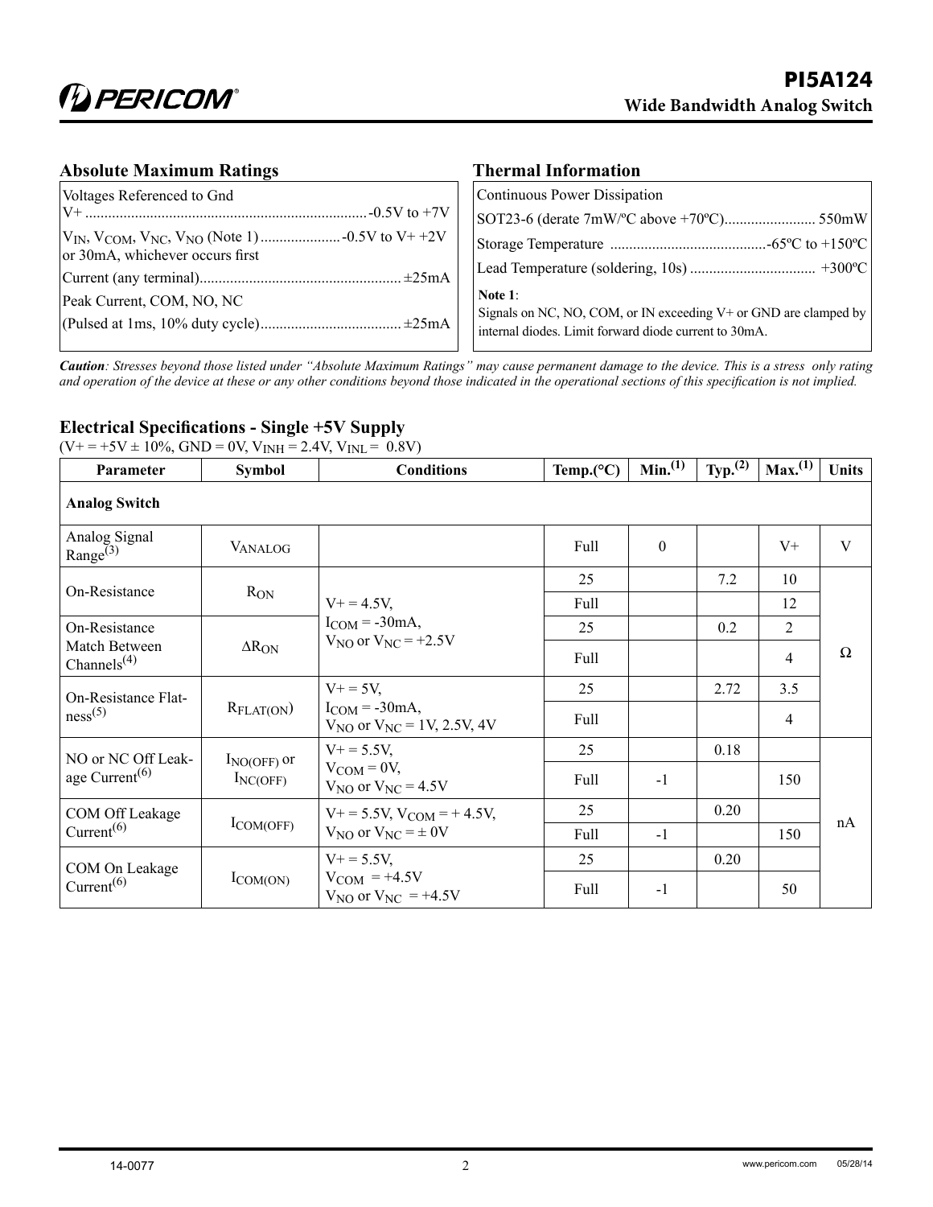## Absolute Maximum Ratings

Voltages Referenced to Gnd

V+ ........................................................................ -0.5V to +7V

$V_{IN}$, $V_{COM}$, $V_{NC}$, $V_{NO}$ (Note 1) ..................... -0.5V to V+ +2V or 30mA, whichever occurs first

Current (any terminal)..................................................... ±25mA

Peak Current, COM, NO, NC

(Pulsed at 1ms, 10% duty cycle)..................................... ±25mA

## Thermal Information

Continuous Power Dissipation

SOT23-6 (derate 7mW/ºC above +70ºC)........................ 550mW

Storage Temperature .........................................-65ºC to +150ºC

Lead Temperature (soldering, 10s) ................................. +300ºC

**Note 1**:
Signals on NC, NO, COM, or IN exceeding V+ or GND are clamped by internal diodes. Limit forward diode current to 30mA.

***Caution****: Stresses beyond those listed under "Absolute Maximum Ratings" may cause permanent damage to the device. This is a stress only rating and operation of the device at these or any other conditions beyond those indicated in the operational sections of this specification is not implied.*

## Electrical Specifications - Single +5V Supply

($V+ = +5V \pm 10\%$, GND = 0V, $V_{INH} = 2.4V$, $V_{INL} = 0.8V$)

| Parameter | Symbol | Conditions | Temp.(°C) | Min.(1) | Typ.(2) | Max.(1) | Units |
|---|---|---|---|---|---|---|---|
| **Analog Switch** | | | | | | | |
| Analog Signal Range(3) | $V_{ANALOG}$ | | Full | 0 | | V+ | V |
| On-Resistance | $R_{ON}$ | V+ = 4.5V, $I_{COM}$ = -30mA, $V_{NO}$ or $V_{NC}$ = +2.5V | 25 | | 7.2 | 10 | Ω |
| | | | Full | | | 12 | |
| On-Resistance Match Between Channels(4) | $\Delta R_{ON}$ | | 25 | | 0.2 | 2 | |
| | | | Full | | | 4 | |
| On-Resistance Flatness(5) | $R_{FLAT(ON)}$ | V+ = 5V, $I_{COM}$ = -30mA, $V_{NO}$ or $V_{NC}$ = 1V, 2.5V, 4V | 25 | | 2.72 | 3.5 | |
| | | | Full | | | 4 | |
| NO or NC Off Leakage Current(6) | $I_{NO(OFF)}$ or $I_{NC(OFF)}$ | V+ = 5.5V, $V_{COM}$ = 0V, $V_{NO}$ or $V_{NC}$ = 4.5V | 25 | | 0.18 | | nA |
| | | | Full | -1 | | 150 | |
| COM Off Leakage Current(6) | $I_{COM(OFF)}$ | V+ = 5.5V, $V_{COM}$ = + 4.5V, $V_{NO}$ or $V_{NC}$ = ± 0V | 25 | | 0.20 | | |
| | | | Full | -1 | | 150 | |
| COM On Leakage Current(6) | $I_{COM(ON)}$ | V+ = 5.5V, $V_{COM}$ = +4.5V $V_{NO}$ or $V_{NC}$ = +4.5V | 25 | | 0.20 | | |
| | | | Full | -1 | | 50 | |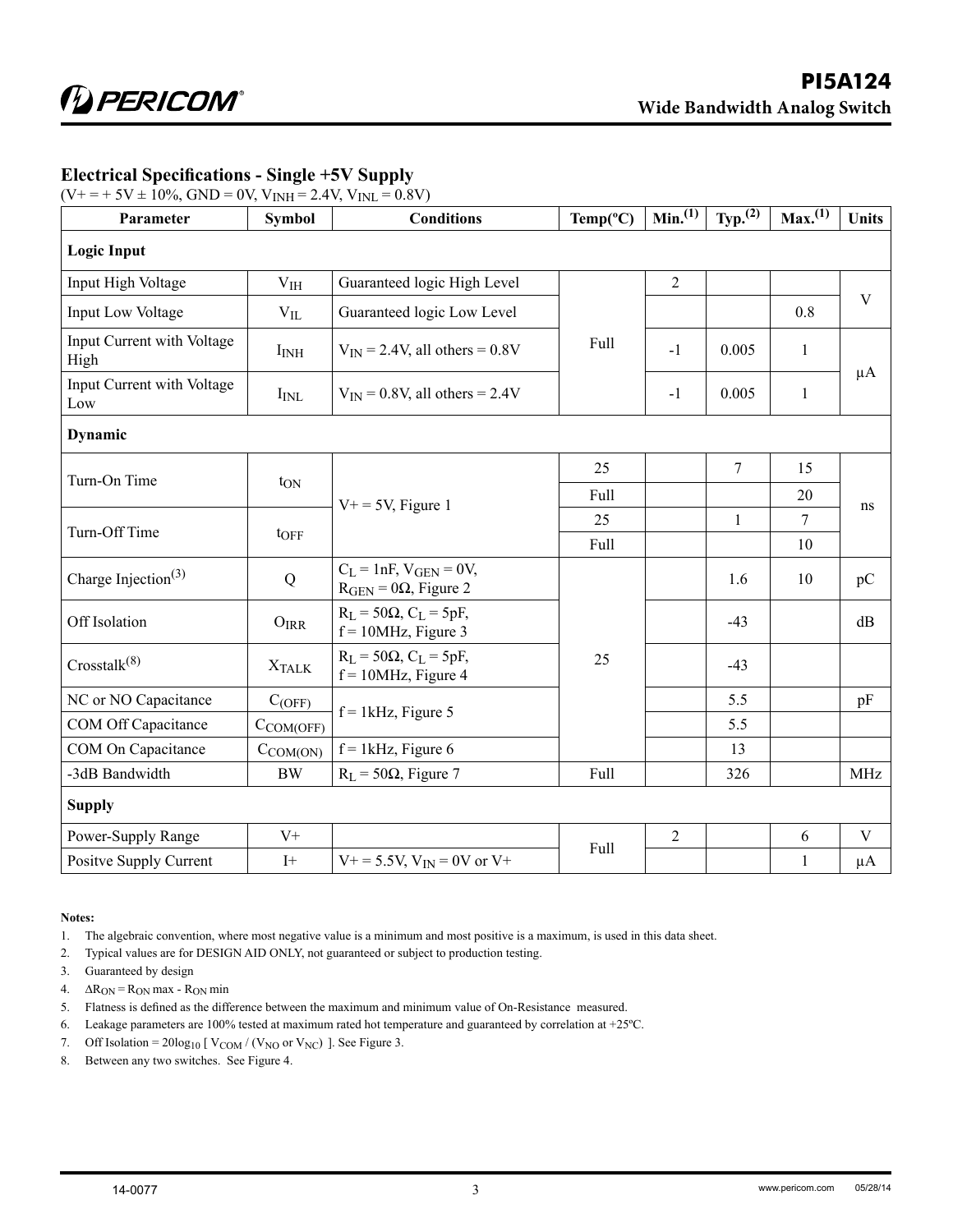## Electrical Specifications - Single +5V Supply

($V+ = +5V \pm 10\%$, GND = 0V, $V_{INH} = 2.4V$, $V_{INL} = 0.8V$)

| Parameter | Symbol | Conditions | Temp(ºC) | Min.[1] | Typ.[2] | Max.[1] | Units |
|---|---|---|---|---|---|---|---|
| **Logic Input** | | | | | | | |
| Input High Voltage | $V_{IH}$ | Guaranteed logic High Level | Full | 2 | | | V |
| Input Low Voltage | $V_{IL}$ | Guaranteed logic Low Level | Full | | | 0.8 | V |
| Input Current with Voltage High | $I_{INH}$ | $V_{IN} = 2.4V$, all others = 0.8V | Full | -1 | 0.005 | 1 | µA |
| Input Current with Voltage Low | $I_{INL}$ | $V_{IN} = 0.8V$, all others = 2.4V | Full | -1 | 0.005 | 1 | µA |
| **Dynamic** | | | | | | | |
| Turn-On Time | $t_{ON}$ | V+ = 5V, Figure 1 | 25 | | 7 | 15 | ns |
| | | | Full | | | 20 | ns |
| Turn-Off Time | $t_{OFF}$ | V+ = 5V, Figure 1 | 25 | | 1 | 7 | ns |
| | | | Full | | | 10 | ns |
| Charge Injection[3] | Q | $C_L = 1nF$, $V_{GEN} = 0V$, $R_{GEN} = 0\Omega$, Figure 2 | 25 | | 1.6 | 10 | pC |
| Off Isolation | $O_{IRR}$ | $R_L = 50\Omega$, $C_L = 5pF$, f = 10MHz, Figure 3 | 25 | | -43 | | dB |
| Crosstalk[8] | $X_{TALK}$ | $R_L = 50\Omega$, $C_L = 5pF$, f = 10MHz, Figure 4 | 25 | | -43 | | |
| NC or NO Capacitance | $C_{(OFF)}$ | f = 1kHz, Figure 5 | 25 | | 5.5 | | pF |
| COM Off Capacitance | $C_{COM(OFF)}$ | f = 1kHz, Figure 5 | 25 | | 5.5 | | |
| COM On Capacitance | $C_{COM(ON)}$ | f = 1kHz, Figure 6 | 25 | | 13 | | |
| -3dB Bandwidth | BW | $R_L = 50\Omega$, Figure 7 | Full | | 326 | | MHz |
| **Supply** | | | | | | | |
| Power-Supply Range | V+ | | Full | 2 | | 6 | V |
| Positve Supply Current | I+ | V+ = 5.5V, $V_{IN}$ = 0V or V+ | Full | | | 1 | µA |

**Notes:**

1. The algebraic convention, where most negative value is a minimum and most positive is a maximum, is used in this data sheet.
2. Typical values are for DESIGN AID ONLY, not guaranteed or subject to production testing.
3. Guaranteed by design
4. $\Delta R_{ON} = R_{ON}$ max - $R_{ON}$ min
5. Flatness is defined as the difference between the maximum and minimum value of On-Resistance measured.
6. Leakage parameters are 100% tested at maximum rated hot temperature and guaranteed by correlation at +25ºC.
7. Off Isolation = $20\log_{10}$ [ $V_{COM}$ / ($V_{NO}$ or $V_{NC}$) ]. See Figure 3.
8. Between any two switches. See Figure 4.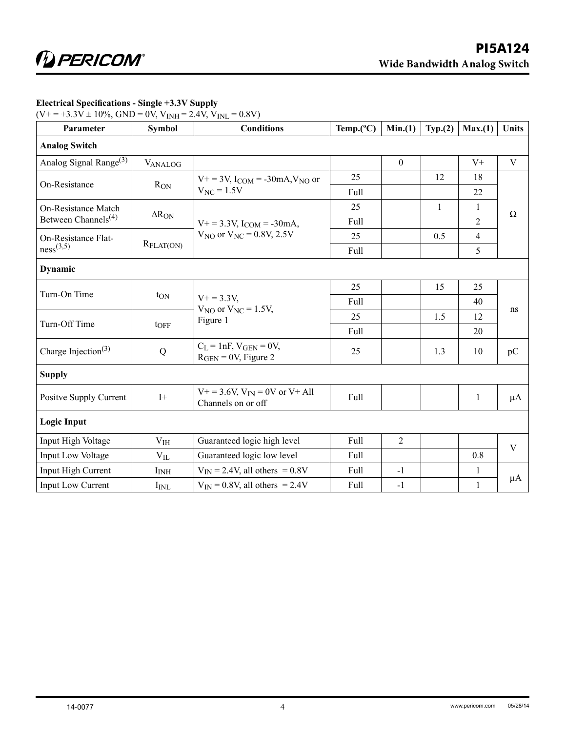**Electrical Specifications - Single +3.3V Supply**

($V+ = +3.3V \pm 10\%$, GND = 0V, $V_{INH} = 2.4V$, $V_{INL} = 0.8V$)

| Parameter | Symbol | Conditions | Temp.(ºC) | Min.(1) | Typ.(2) | Max.(1) | Units |
|---|---|---|---|---|---|---|---|
| **Analog Switch** | | | | | | | |
| Analog Signal Range(3) | $V_{ANALOG}$ | | | 0 | | V+ | V |
| On-Resistance | $R_{ON}$ | $V+ = 3V$, $I_{COM} = -30mA$, $V_{NO}$ or $V_{NC} = 1.5V$ | 25 | | 12 | 18 | Ω |
| | | | Full | | | 22 | |
| On-Resistance Match Between Channels(4) | $\Delta R_{ON}$ | $V+ = 3.3V$, $I_{COM} = -30mA$, $V_{NO}$ or $V_{NC} = 0.8V, 2.5V$ | 25 | | 1 | 1 | |
| | | | Full | | | 2 | |
| On-Resistance Flatness(3,5) | $R_{FLAT(ON)}$ | | 25 | | 0.5 | 4 | |
| | | | Full | | | 5 | |
| **Dynamic** | | | | | | | |
| Turn-On Time | $t_{ON}$ | $V+ = 3.3V$, $V_{NO}$ or $V_{NC} = 1.5V$, Figure 1 | 25 | | 15 | 25 | ns |
| | | | Full | | | 40 | |
| Turn-Off Time | $t_{OFF}$ | | 25 | | 1.5 | 12 | |
| | | | Full | | | 20 | |
| Charge Injection(3) | Q | $C_L = 1nF$, $V_{GEN} = 0V$, $R_{GEN} = 0V$, Figure 2 | 25 | | 1.3 | 10 | pC |
| **Supply** | | | | | | | |
| Positve Supply Current | I+ | $V+ = 3.6V$, $V_{IN} = 0V$ or V+ All Channels on or off | Full | | | 1 | μA |
| **Logic Input** | | | | | | | |
| Input High Voltage | $V_{IH}$ | Guaranteed logic high level | Full | 2 | | | V |
| Input Low Voltage | $V_{IL}$ | Guaranteed logic low level | Full | | | 0.8 | |
| Input High Current | $I_{INH}$ | $V_{IN} = 2.4V$, all others = 0.8V | Full | -1 | | 1 | μA |
| Input Low Current | $I_{INL}$ | $V_{IN} = 0.8V$, all others = 2.4V | Full | -1 | | 1 | |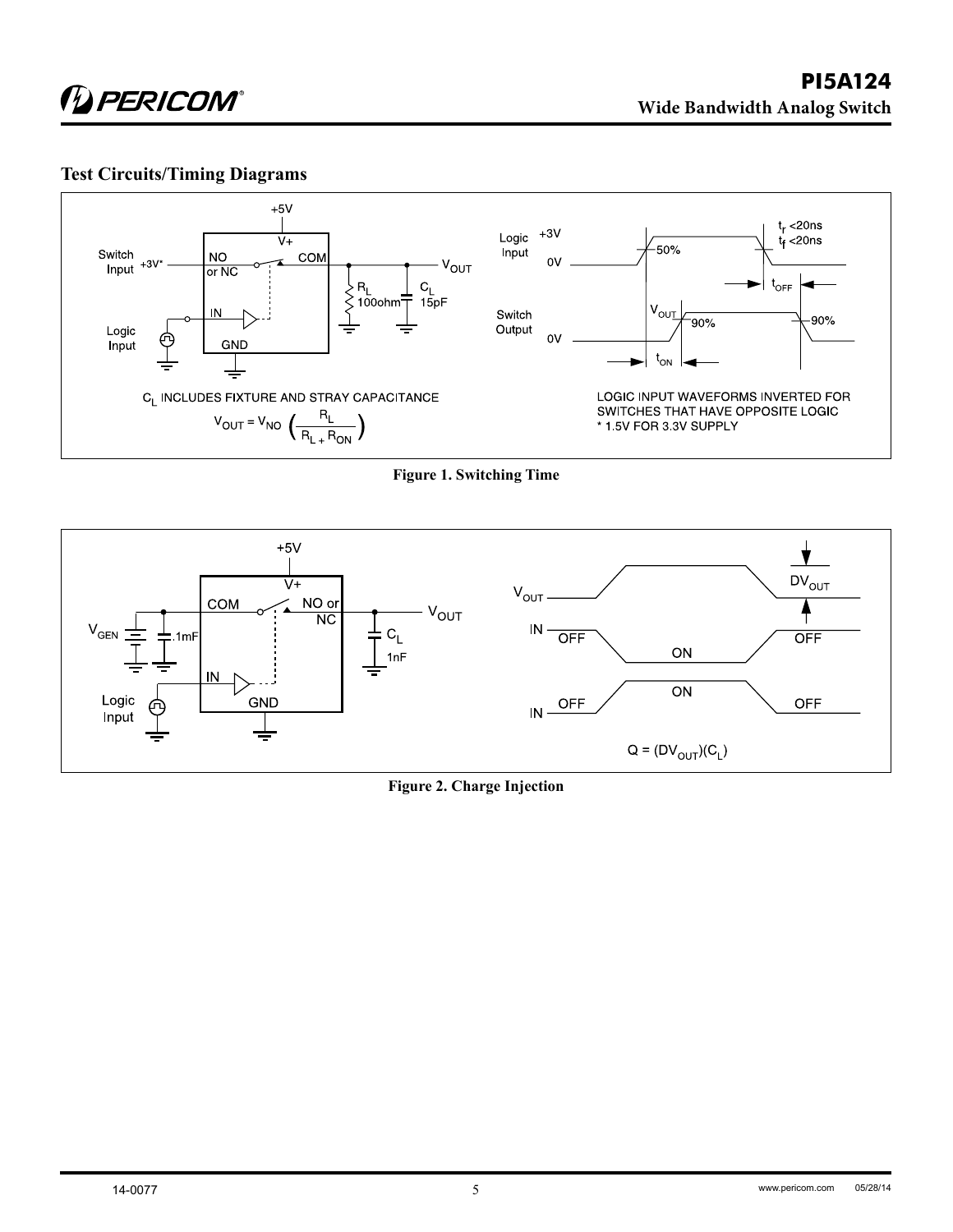## Test Circuits/Timing Diagrams

$C_L$ INCLUDES FIXTURE AND STRAY CAPACITANCE

$$V_{OUT} = V_{NO}\left(\frac{R_L}{R_L + R_{ON}}\right)$$

LOGIC INPUT WAVEFORMS INVERTED FOR SWITCHES THAT HAVE OPPOSITE LOGIC

* 1.5V FOR 3.3V SUPPLY

**Figure 1. Switching Time**

$$Q = (DV_{OUT})(C_L)$$

**Figure 2. Charge Injection**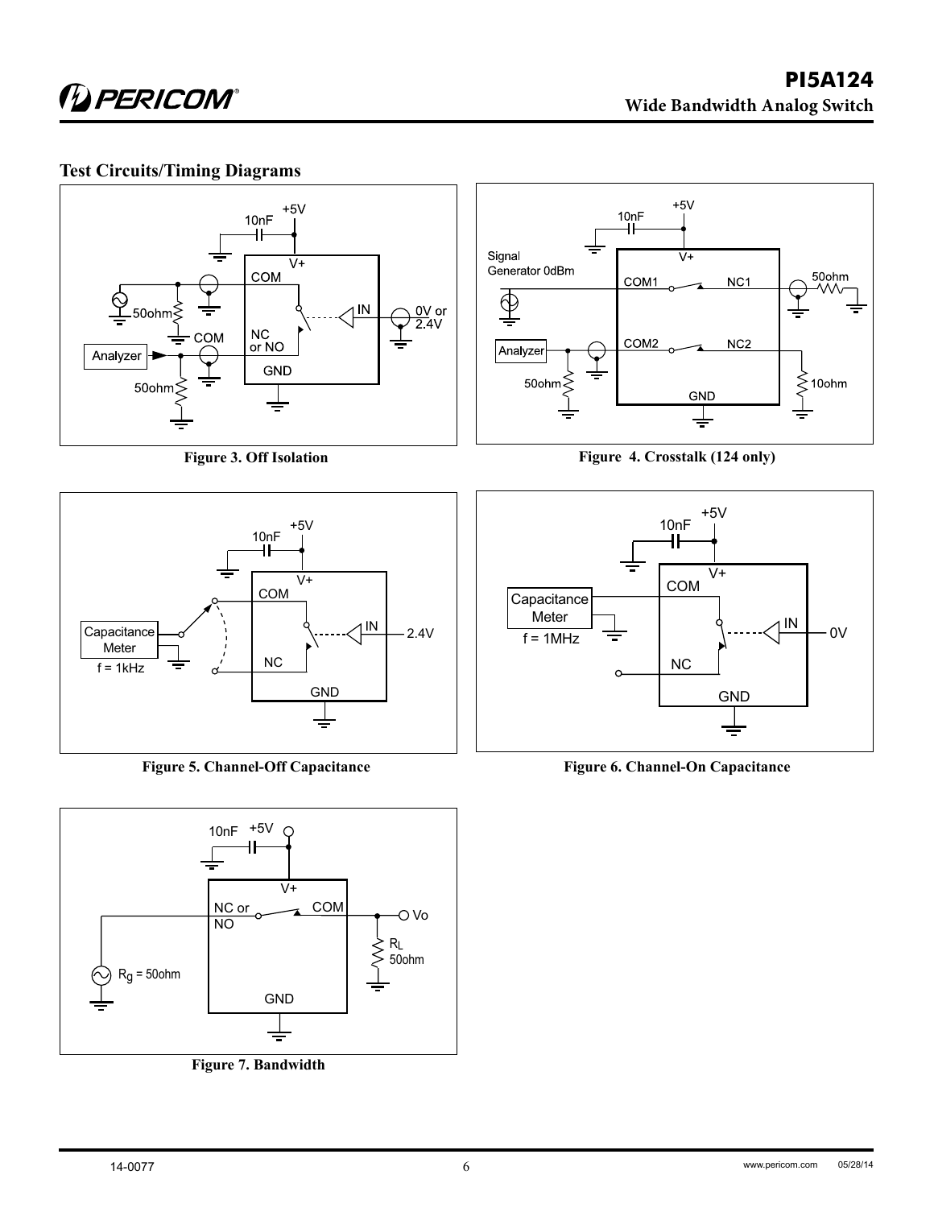## Test Circuits/Timing Diagrams

**Figure 3. Off Isolation**

**Figure 4. Crosstalk (124 only)**

**Figure 5. Channel-Off Capacitance**

**Figure 6. Channel-On Capacitance**

**Figure 7. Bandwidth**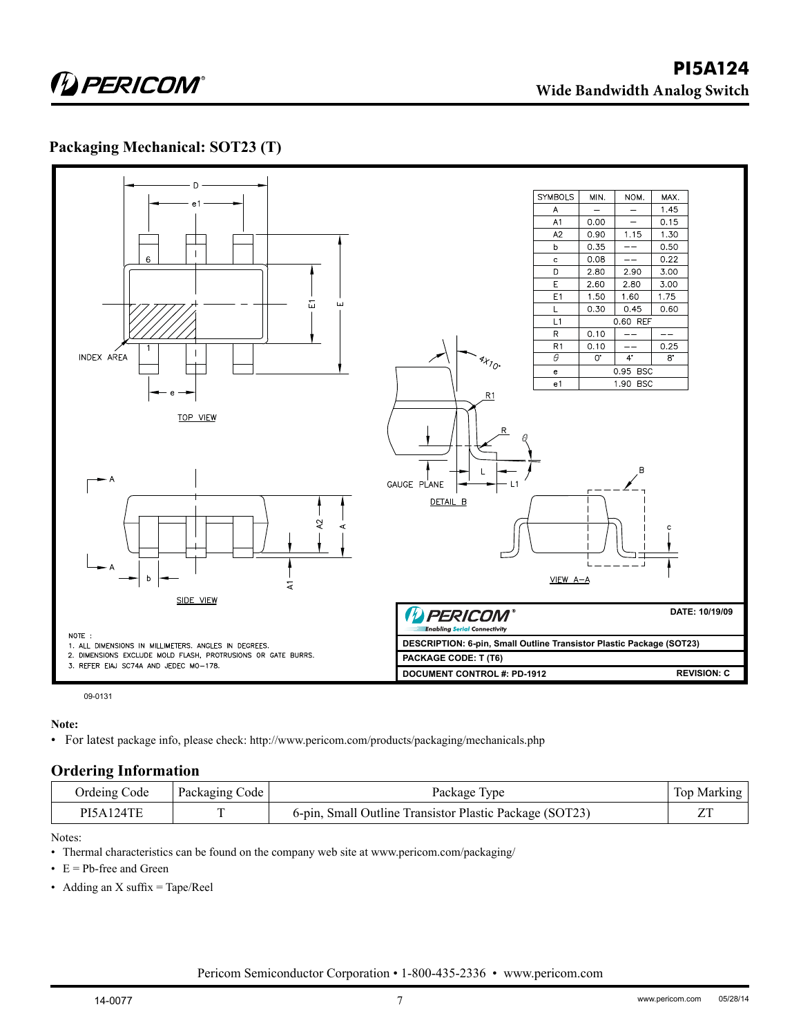## Packaging Mechanical: SOT23 (T)

| SYMBOLS | MIN. | NOM. | MAX. |
|---|---|---|---|
| A | – | – | 1.45 |
| A1 | 0.00 | – | 0.15 |
| A2 | 0.90 | 1.15 | 1.30 |
| b | 0.35 | –– | 0.50 |
| c | 0.08 | –– | 0.22 |
| D | 2.80 | 2.90 | 3.00 |
| E | 2.60 | 2.80 | 3.00 |
| E1 | 1.50 | 1.60 | 1.75 |
| L | 0.30 | 0.45 | 0.60 |
| L1 | 0.60 REF | | |
| R | 0.10 | –– | –– |
| R1 | 0.10 | –– | 0.25 |
| θ | 0° | 4° | 8° |
| e | 0.95 BSC | | |
| e1 | 1.90 BSC | | |

D
e1
6
1
INDEX AREA
E1
E
e
TOP VIEW

4X10°
R1
R
θ
L
L1
GAUGE PLANE
DETAIL B

A
A
A2
A
b
A1
SIDE VIEW

B
c
VIEW A–A

NOTE :
1. ALL DIMENSIONS IN MILLIMETERS. ANGLES IN DEGREES.
2. DIMENSIONS EXCLUDE MOLD FLASH, PROTRUSIONS OR GATE BURRS.
3. REFER EIAJ SC74A AND JEDEC MO–178.

PERICOM® Enabling Serial Connectivity

DATE: 10/19/09

DESCRIPTION: 6-pin, Small Outline Transistor Plastic Package (SOT23)

PACKAGE CODE: T (T6)

DOCUMENT CONTROL #: PD-1912 REVISION: C

09-0131

**Note:**

- For latest package info, please check: http://www.pericom.com/products/packaging/mechanicals.php

## Ordering Information

| Ordeing Code | Packaging Code | Package Type | Top Marking |
|---|---|---|---|
| PI5A124TE | T | 6-pin, Small Outline Transistor Plastic Package (SOT23) | ZT |

Notes:

- Thermal characteristics can be found on the company web site at www.pericom.com/packaging/
- E = Pb-free and Green
- Adding an X suffix = Tape/Reel

Pericom Semiconductor Corporation • 1-800-435-2336 • www.pericom.com